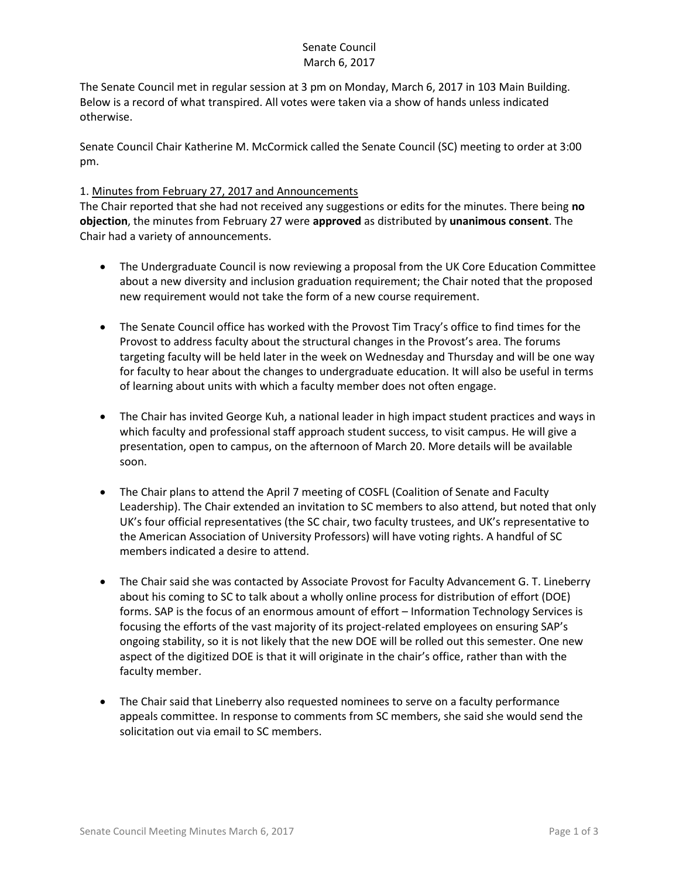# Senate Council
March 6, 2017

The Senate Council met in regular session at 3 pm on Monday, March 6, 2017 in 103 Main Building. Below is a record of what transpired. All votes were taken via a show of hands unless indicated otherwise.

Senate Council Chair Katherine M. McCormick called the Senate Council (SC) meeting to order at 3:00 pm.

1. Minutes from February 27, 2017 and Announcements

The Chair reported that she had not received any suggestions or edits for the minutes. There being **no objection**, the minutes from February 27 were **approved** as distributed by **unanimous consent**. The Chair had a variety of announcements.

- The Undergraduate Council is now reviewing a proposal from the UK Core Education Committee about a new diversity and inclusion graduation requirement; the Chair noted that the proposed new requirement would not take the form of a new course requirement.

- The Senate Council office has worked with the Provost Tim Tracy's office to find times for the Provost to address faculty about the structural changes in the Provost's area. The forums targeting faculty will be held later in the week on Wednesday and Thursday and will be one way for faculty to hear about the changes to undergraduate education. It will also be useful in terms of learning about units with which a faculty member does not often engage.

- The Chair has invited George Kuh, a national leader in high impact student practices and ways in which faculty and professional staff approach student success, to visit campus. He will give a presentation, open to campus, on the afternoon of March 20. More details will be available soon.

- The Chair plans to attend the April 7 meeting of COSFL (Coalition of Senate and Faculty Leadership). The Chair extended an invitation to SC members to also attend, but noted that only UK's four official representatives (the SC chair, two faculty trustees, and UK's representative to the American Association of University Professors) will have voting rights. A handful of SC members indicated a desire to attend.

- The Chair said she was contacted by Associate Provost for Faculty Advancement G. T. Lineberry about his coming to SC to talk about a wholly online process for distribution of effort (DOE) forms. SAP is the focus of an enormous amount of effort – Information Technology Services is focusing the efforts of the vast majority of its project-related employees on ensuring SAP's ongoing stability, so it is not likely that the new DOE will be rolled out this semester. One new aspect of the digitized DOE is that it will originate in the chair's office, rather than with the faculty member.

- The Chair said that Lineberry also requested nominees to serve on a faculty performance appeals committee. In response to comments from SC members, she said she would send the solicitation out via email to SC members.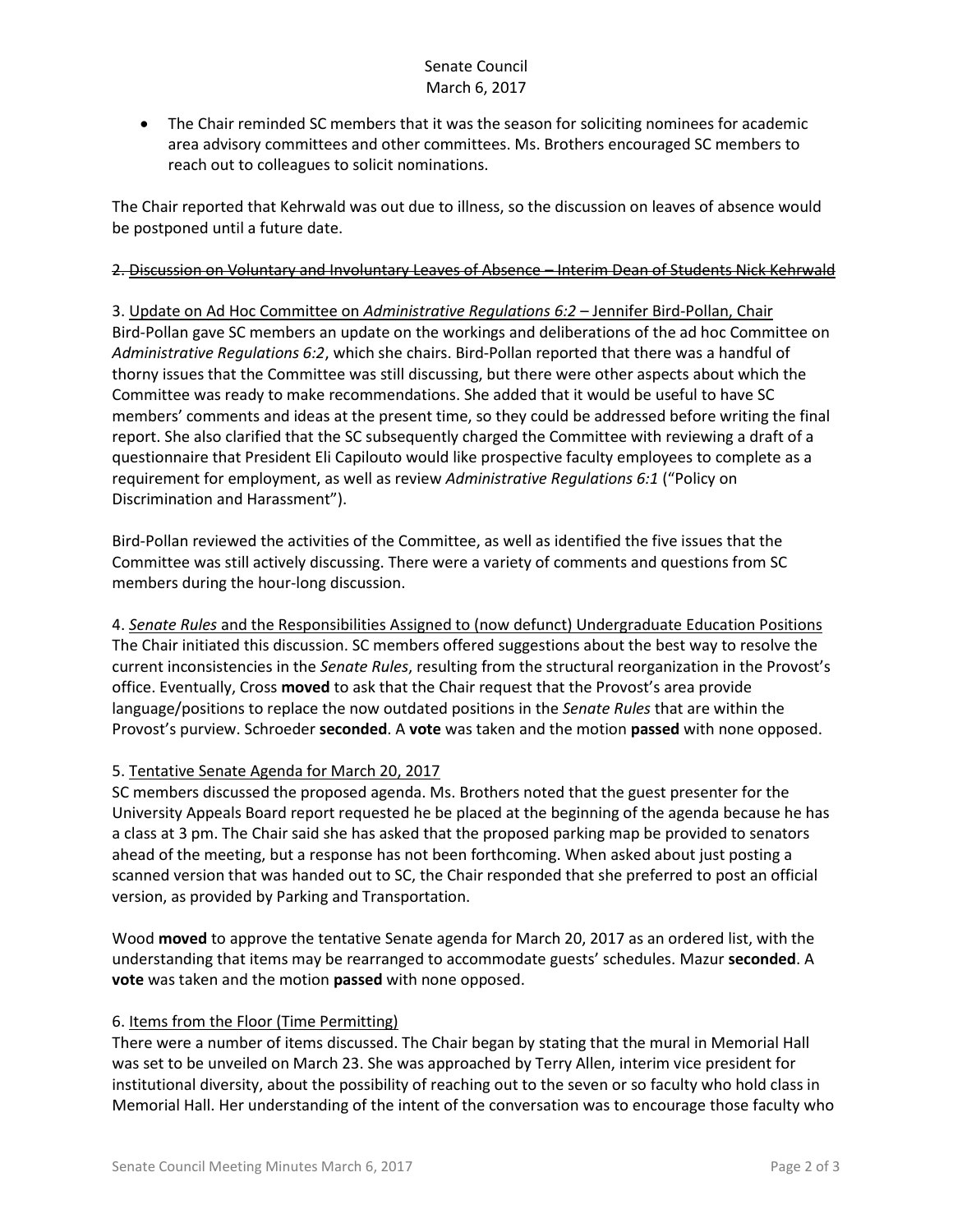- The Chair reminded SC members that it was the season for soliciting nominees for academic area advisory committees and other committees. Ms. Brothers encouraged SC members to reach out to colleagues to solicit nominations.

The Chair reported that Kehrwald was out due to illness, so the discussion on leaves of absence would be postponed until a future date.

~~2. Discussion on Voluntary and Involuntary Leaves of Absence – Interim Dean of Students Nick Kehrwald~~

3. Update on Ad Hoc Committee on *Administrative Regulations 6:2* – Jennifer Bird-Pollan, Chair

Bird-Pollan gave SC members an update on the workings and deliberations of the ad hoc Committee on *Administrative Regulations 6:2*, which she chairs. Bird-Pollan reported that there was a handful of thorny issues that the Committee was still discussing, but there were other aspects about which the Committee was ready to make recommendations. She added that it would be useful to have SC members' comments and ideas at the present time, so they could be addressed before writing the final report. She also clarified that the SC subsequently charged the Committee with reviewing a draft of a questionnaire that President Eli Capilouto would like prospective faculty employees to complete as a requirement for employment, as well as review *Administrative Regulations 6:1* ("Policy on Discrimination and Harassment").

Bird-Pollan reviewed the activities of the Committee, as well as identified the five issues that the Committee was still actively discussing. There were a variety of comments and questions from SC members during the hour-long discussion.

4. *Senate Rules* and the Responsibilities Assigned to (now defunct) Undergraduate Education Positions

The Chair initiated this discussion. SC members offered suggestions about the best way to resolve the current inconsistencies in the *Senate Rules*, resulting from the structural reorganization in the Provost's office. Eventually, Cross **moved** to ask that the Chair request that the Provost's area provide language/positions to replace the now outdated positions in the *Senate Rules* that are within the Provost's purview. Schroeder **seconded**. A **vote** was taken and the motion **passed** with none opposed.

5. Tentative Senate Agenda for March 20, 2017

SC members discussed the proposed agenda. Ms. Brothers noted that the guest presenter for the University Appeals Board report requested he be placed at the beginning of the agenda because he has a class at 3 pm. The Chair said she has asked that the proposed parking map be provided to senators ahead of the meeting, but a response has not been forthcoming. When asked about just posting a scanned version that was handed out to SC, the Chair responded that she preferred to post an official version, as provided by Parking and Transportation.

Wood **moved** to approve the tentative Senate agenda for March 20, 2017 as an ordered list, with the understanding that items may be rearranged to accommodate guests' schedules. Mazur **seconded**. A **vote** was taken and the motion **passed** with none opposed.

6. Items from the Floor (Time Permitting)

There were a number of items discussed. The Chair began by stating that the mural in Memorial Hall was set to be unveiled on March 23. She was approached by Terry Allen, interim vice president for institutional diversity, about the possibility of reaching out to the seven or so faculty who hold class in Memorial Hall. Her understanding of the intent of the conversation was to encourage those faculty who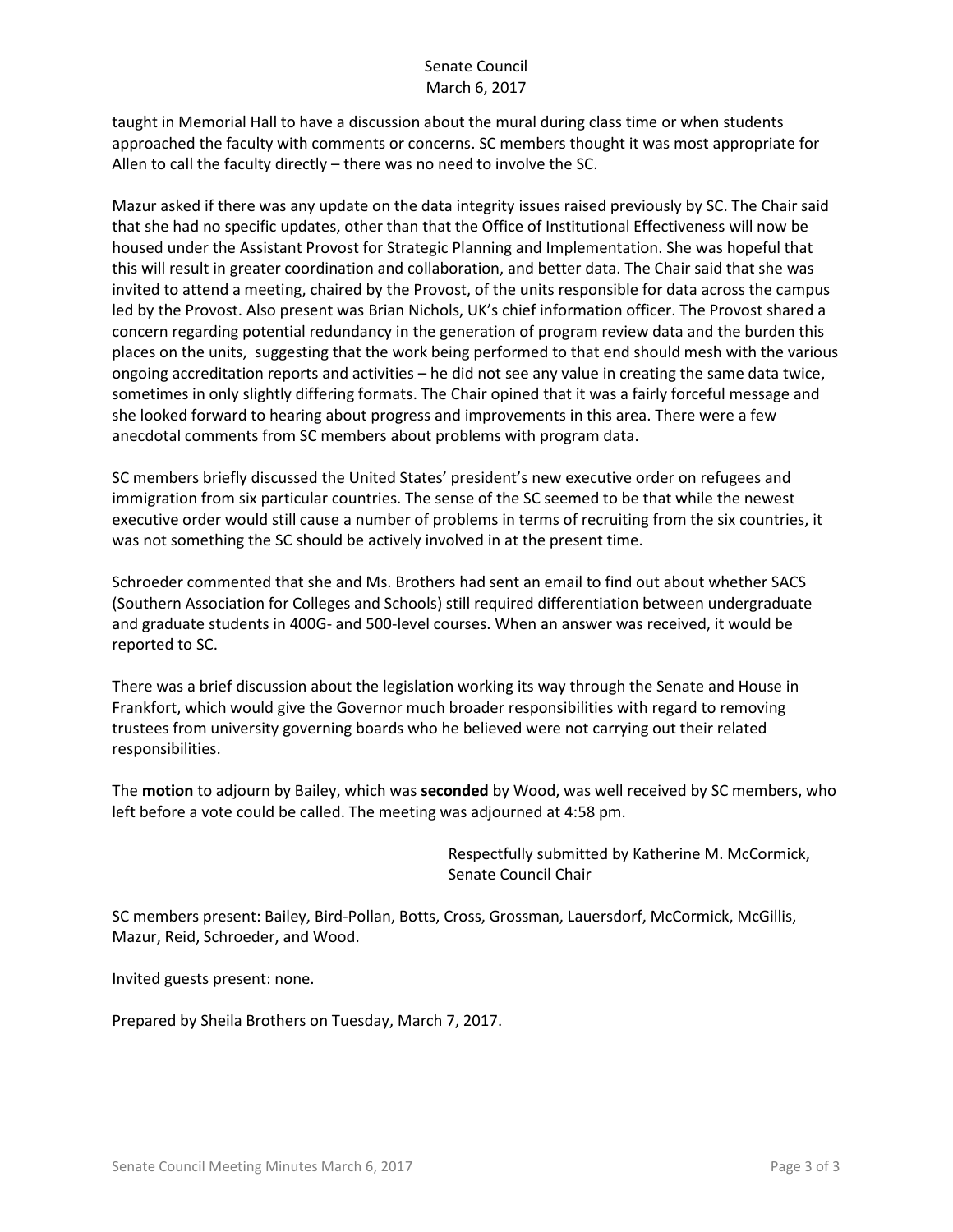taught in Memorial Hall to have a discussion about the mural during class time or when students approached the faculty with comments or concerns. SC members thought it was most appropriate for Allen to call the faculty directly – there was no need to involve the SC.

Mazur asked if there was any update on the data integrity issues raised previously by SC. The Chair said that she had no specific updates, other than that the Office of Institutional Effectiveness will now be housed under the Assistant Provost for Strategic Planning and Implementation. She was hopeful that this will result in greater coordination and collaboration, and better data. The Chair said that she was invited to attend a meeting, chaired by the Provost, of the units responsible for data across the campus led by the Provost. Also present was Brian Nichols, UK's chief information officer. The Provost shared a concern regarding potential redundancy in the generation of program review data and the burden this places on the units, suggesting that the work being performed to that end should mesh with the various ongoing accreditation reports and activities – he did not see any value in creating the same data twice, sometimes in only slightly differing formats. The Chair opined that it was a fairly forceful message and she looked forward to hearing about progress and improvements in this area. There were a few anecdotal comments from SC members about problems with program data.

SC members briefly discussed the United States' president's new executive order on refugees and immigration from six particular countries. The sense of the SC seemed to be that while the newest executive order would still cause a number of problems in terms of recruiting from the six countries, it was not something the SC should be actively involved in at the present time.

Schroeder commented that she and Ms. Brothers had sent an email to find out about whether SACS (Southern Association for Colleges and Schools) still required differentiation between undergraduate and graduate students in 400G- and 500-level courses. When an answer was received, it would be reported to SC.

There was a brief discussion about the legislation working its way through the Senate and House in Frankfort, which would give the Governor much broader responsibilities with regard to removing trustees from university governing boards who he believed were not carrying out their related responsibilities.

The **motion** to adjourn by Bailey, which was **seconded** by Wood, was well received by SC members, who left before a vote could be called. The meeting was adjourned at 4:58 pm.

Respectfully submitted by Katherine M. McCormick,
Senate Council Chair

SC members present: Bailey, Bird-Pollan, Botts, Cross, Grossman, Lauersdorf, McCormick, McGillis, Mazur, Reid, Schroeder, and Wood.

Invited guests present: none.

Prepared by Sheila Brothers on Tuesday, March 7, 2017.